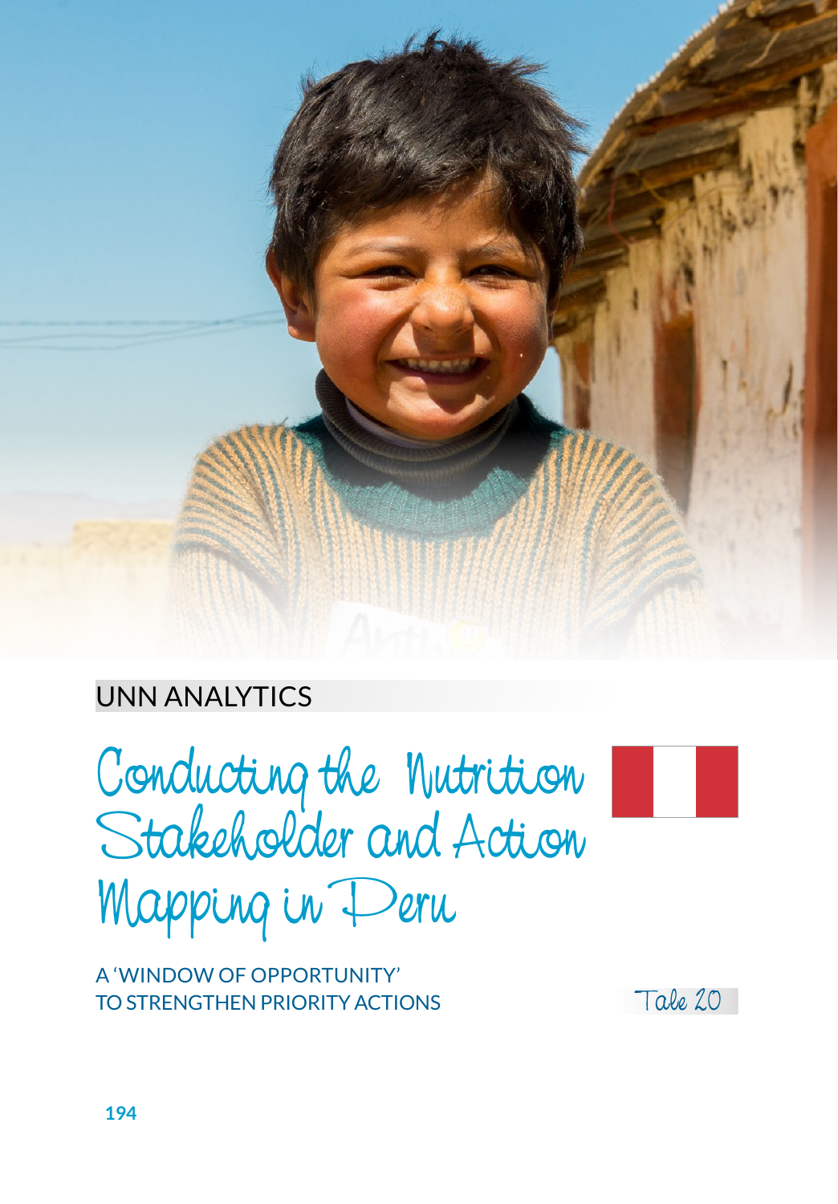UNN ANALYTICS

# Conducting the Nutrition Stakeholder and Action Mapping in Peru

A 'WINDOW OF OPPORTUNITY' TO STRENGTHEN PRIORITY ACTIONS

Tale 20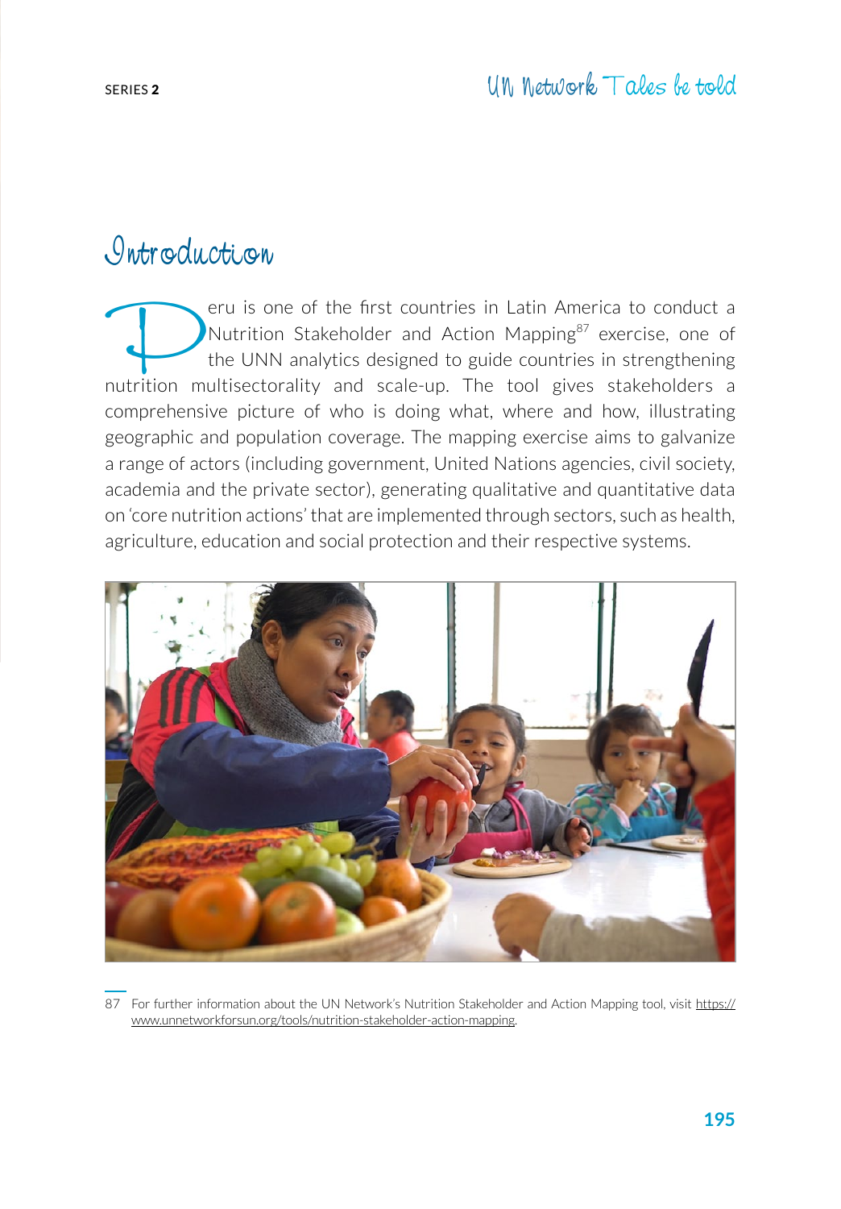# Introduction

Peru is one of the first countries in Latin America to conduct a Nutrition Stakeholder and Action Mapping[87] exercise, one of the UNN analytics designed to guide countries in strengthening nutrition multisectorality and scale-up. The tool gives stakeholders a comprehensive picture of who is doing what, where and how, illustrating geographic and population coverage. The mapping exercise aims to galvanize a range of actors (including government, United Nations agencies, civil society, academia and the private sector), generating qualitative and quantitative data on 'core nutrition actions' that are implemented through sectors, such as health, agriculture, education and social protection and their respective systems.

87 For further information about the UN Network's Nutrition Stakeholder and Action Mapping tool, visit https://www.unnetworkforsun.org/tools/nutrition-stakeholder-action-mapping.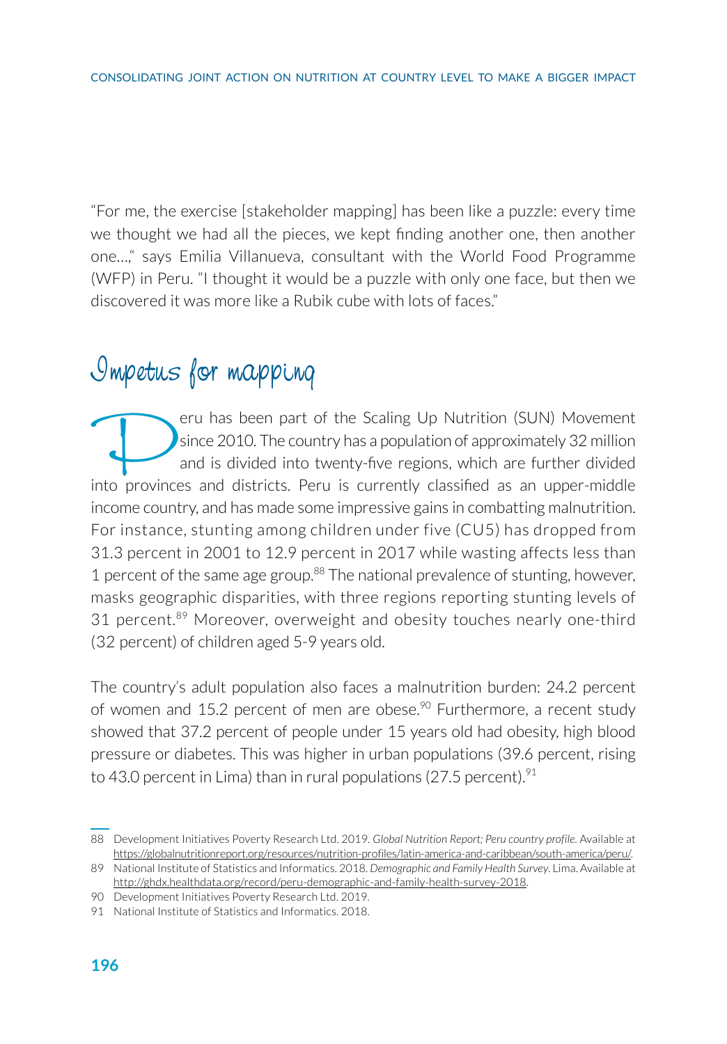"For me, the exercise [stakeholder mapping] has been like a puzzle: every time we thought we had all the pieces, we kept finding another one, then another one...," says Emilia Villanueva, consultant with the World Food Programme (WFP) in Peru. "I thought it would be a puzzle with only one face, but then we discovered it was more like a Rubik cube with lots of faces."

## Impetus for mapping

Peru has been part of the Scaling Up Nutrition (SUN) Movement since 2010. The country has a population of approximately 32 million and is divided into twenty-five regions, which are further divided into provinces and districts. Peru is currently classified as an upper-middle income country, and has made some impressive gains in combatting malnutrition. For instance, stunting among children under five (CU5) has dropped from 31.3 percent in 2001 to 12.9 percent in 2017 while wasting affects less than 1 percent of the same age group.[88] The national prevalence of stunting, however, masks geographic disparities, with three regions reporting stunting levels of 31 percent.[89] Moreover, overweight and obesity touches nearly one-third (32 percent) of children aged 5-9 years old.

The country's adult population also faces a malnutrition burden: 24.2 percent of women and 15.2 percent of men are obese.[90] Furthermore, a recent study showed that 37.2 percent of people under 15 years old had obesity, high blood pressure or diabetes. This was higher in urban populations (39.6 percent, rising to 43.0 percent in Lima) than in rural populations (27.5 percent).[91]

---

88 Development Initiatives Poverty Research Ltd. 2019. *Global Nutrition Report; Peru country profile*. Available at https://globalnutritionreport.org/resources/nutrition-profiles/latin-america-and-caribbean/south-america/peru/.

89 National Institute of Statistics and Informatics. 2018. *Demographic and Family Health Survey*. Lima. Available at http://ghdx.healthdata.org/record/peru-demographic-and-family-health-survey-2018.

90 Development Initiatives Poverty Research Ltd. 2019.

91 National Institute of Statistics and Informatics. 2018.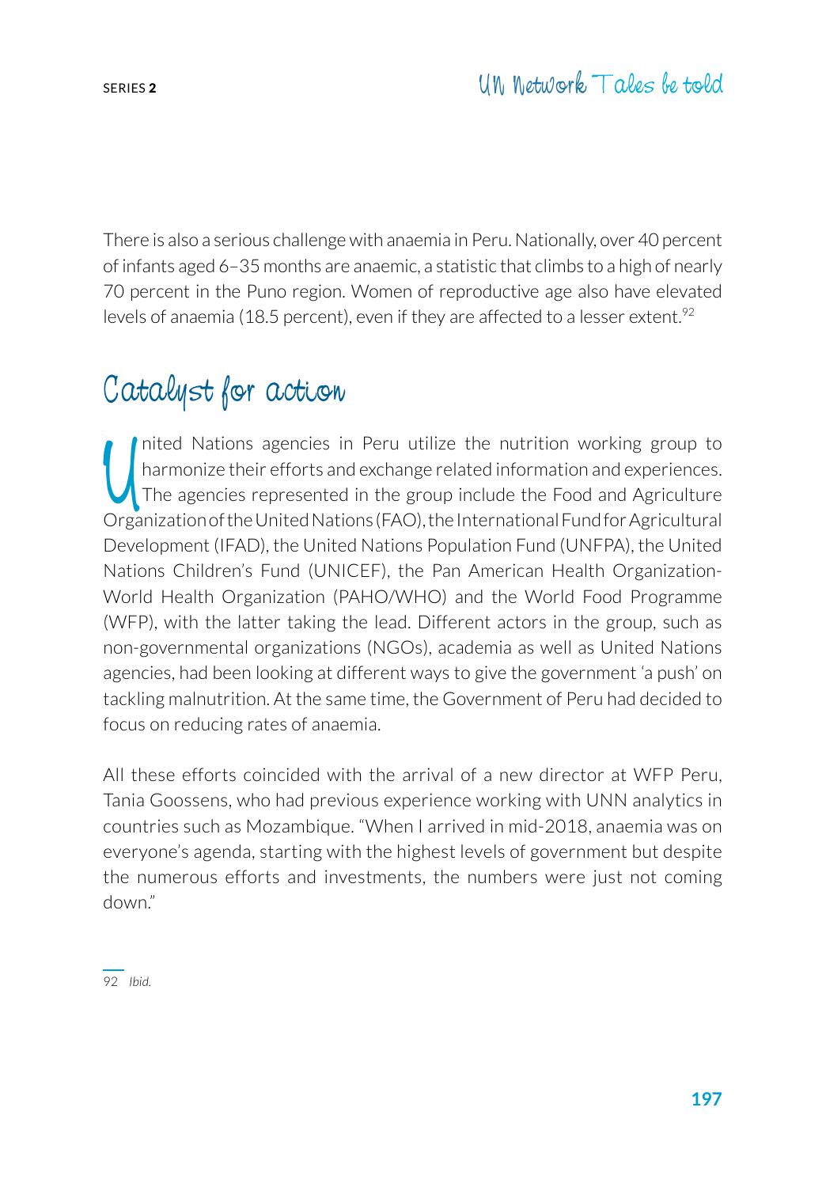There is also a serious challenge with anaemia in Peru. Nationally, over 40 percent of infants aged 6–35 months are anaemic, a statistic that climbs to a high of nearly 70 percent in the Puno region. Women of reproductive age also have elevated levels of anaemia (18.5 percent), even if they are affected to a lesser extent.[92]

## Catalyst for action

United Nations agencies in Peru utilize the nutrition working group to harmonize their efforts and exchange related information and experiences. The agencies represented in the group include the Food and Agriculture Organization of the United Nations (FAO), the International Fund for Agricultural Development (IFAD), the United Nations Population Fund (UNFPA), the United Nations Children's Fund (UNICEF), the Pan American Health Organization-World Health Organization (PAHO/WHO) and the World Food Programme (WFP), with the latter taking the lead. Different actors in the group, such as non-governmental organizations (NGOs), academia as well as United Nations agencies, had been looking at different ways to give the government 'a push' on tackling malnutrition. At the same time, the Government of Peru had decided to focus on reducing rates of anaemia.

All these efforts coincided with the arrival of a new director at WFP Peru, Tania Goossens, who had previous experience working with UNN analytics in countries such as Mozambique. "When I arrived in mid-2018, anaemia was on everyone's agenda, starting with the highest levels of government but despite the numerous efforts and investments, the numbers were just not coming down."

---

92 *Ibid.*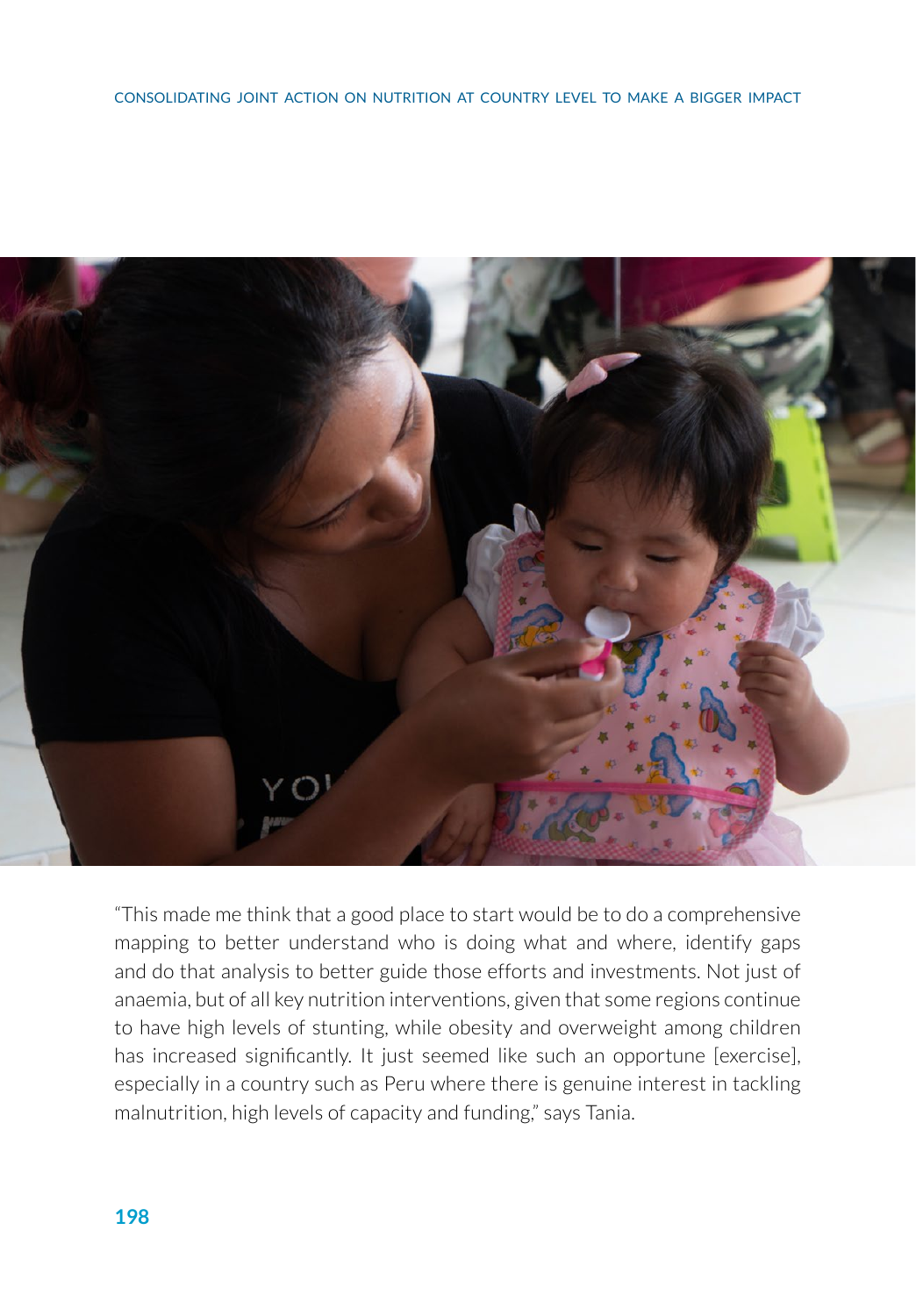"This made me think that a good place to start would be to do a comprehensive mapping to better understand who is doing what and where, identify gaps and do that analysis to better guide those efforts and investments. Not just of anaemia, but of all key nutrition interventions, given that some regions continue to have high levels of stunting, while obesity and overweight among children has increased significantly. It just seemed like such an opportune [exercise], especially in a country such as Peru where there is genuine interest in tackling malnutrition, high levels of capacity and funding," says Tania.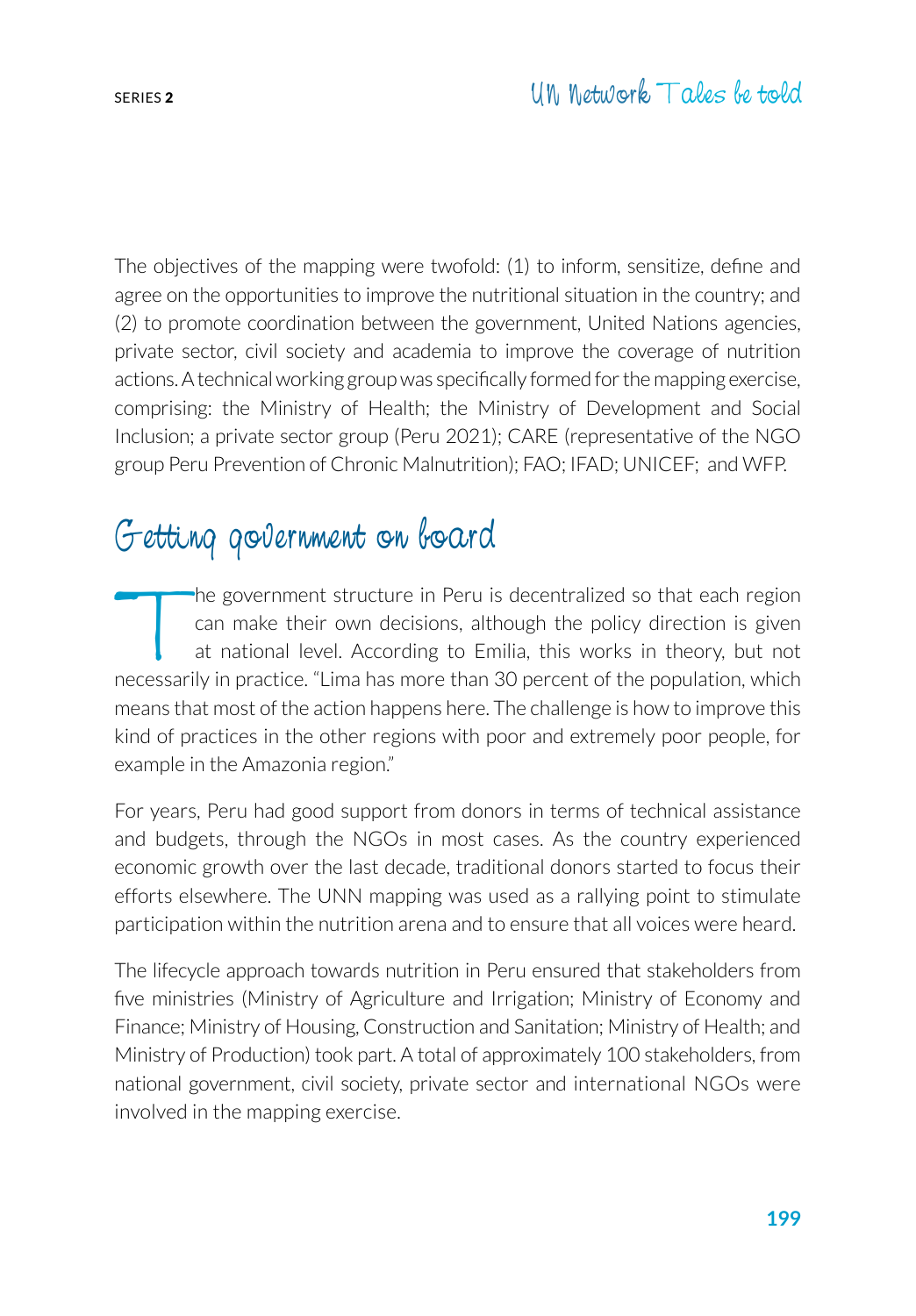The objectives of the mapping were twofold: (1) to inform, sensitize, define and agree on the opportunities to improve the nutritional situation in the country; and (2) to promote coordination between the government, United Nations agencies, private sector, civil society and academia to improve the coverage of nutrition actions. A technical working group was specifically formed for the mapping exercise, comprising: the Ministry of Health; the Ministry of Development and Social Inclusion; a private sector group (Peru 2021); CARE (representative of the NGO group Peru Prevention of Chronic Malnutrition); FAO; IFAD; UNICEF; and WFP.

## Getting government on board

The government structure in Peru is decentralized so that each region can make their own decisions, although the policy direction is given at national level. According to Emilia, this works in theory, but not necessarily in practice. "Lima has more than 30 percent of the population, which means that most of the action happens here. The challenge is how to improve this kind of practices in the other regions with poor and extremely poor people, for example in the Amazonia region."

For years, Peru had good support from donors in terms of technical assistance and budgets, through the NGOs in most cases. As the country experienced economic growth over the last decade, traditional donors started to focus their efforts elsewhere. The UNN mapping was used as a rallying point to stimulate participation within the nutrition arena and to ensure that all voices were heard.

The lifecycle approach towards nutrition in Peru ensured that stakeholders from five ministries (Ministry of Agriculture and Irrigation; Ministry of Economy and Finance; Ministry of Housing, Construction and Sanitation; Ministry of Health; and Ministry of Production) took part. A total of approximately 100 stakeholders, from national government, civil society, private sector and international NGOs were involved in the mapping exercise.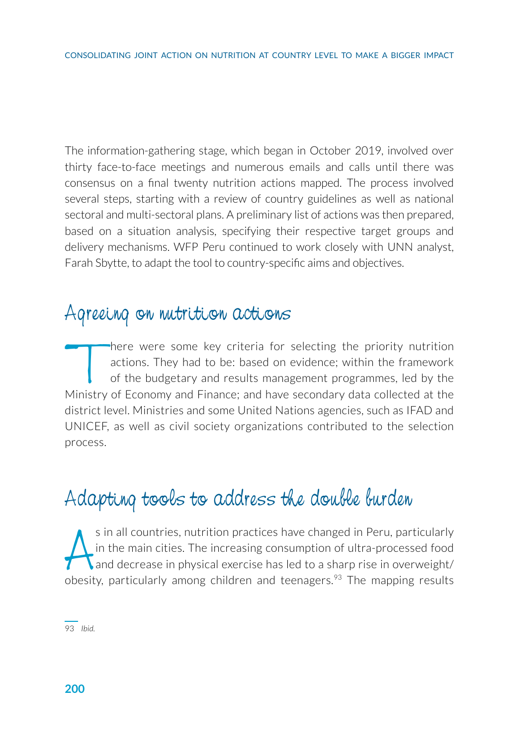The information-gathering stage, which began in October 2019, involved over thirty face-to-face meetings and numerous emails and calls until there was consensus on a final twenty nutrition actions mapped. The process involved several steps, starting with a review of country guidelines as well as national sectoral and multi-sectoral plans. A preliminary list of actions was then prepared, based on a situation analysis, specifying their respective target groups and delivery mechanisms. WFP Peru continued to work closely with UNN analyst, Farah Sbytte, to adapt the tool to country-specific aims and objectives.

## Agreeing on nutrition actions

There were some key criteria for selecting the priority nutrition actions. They had to be: based on evidence; within the framework of the budgetary and results management programmes, led by the Ministry of Economy and Finance; and have secondary data collected at the district level. Ministries and some United Nations agencies, such as IFAD and UNICEF, as well as civil society organizations contributed to the selection process.

## Adapting tools to address the double burden

As in all countries, nutrition practices have changed in Peru, particularly in the main cities. The increasing consumption of ultra-processed food and decrease in physical exercise has led to a sharp rise in overweight/obesity, particularly among children and teenagers.[93] The mapping results

93 *Ibid.*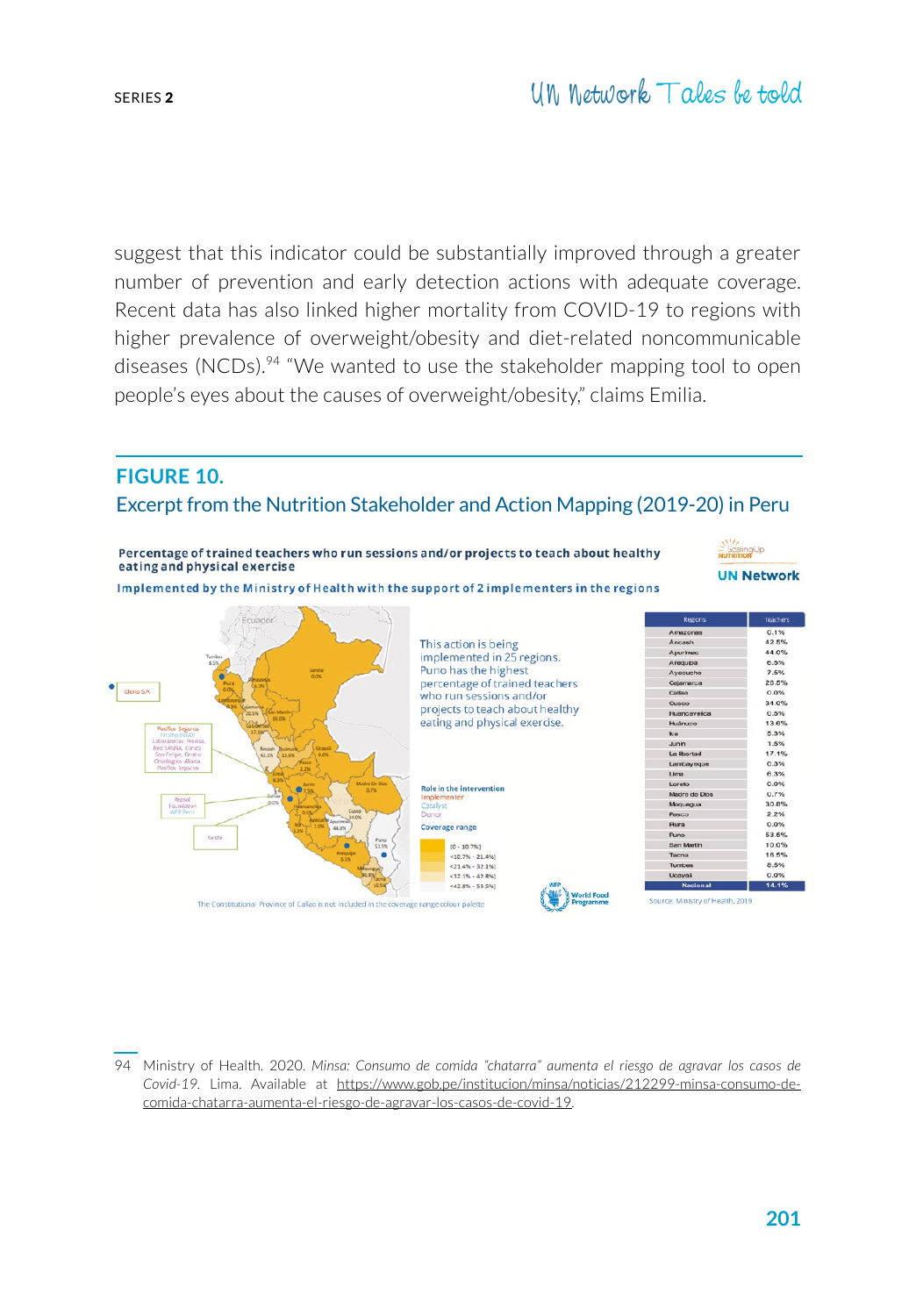suggest that this indicator could be substantially improved through a greater number of prevention and early detection actions with adequate coverage. Recent data has also linked higher mortality from COVID-19 to regions with higher prevalence of overweight/obesity and diet-related noncommunicable diseases (NCDs).[94] "We wanted to use the stakeholder mapping tool to open people's eyes about the causes of overweight/obesity," claims Emilia.

## FIGURE 10.

Excerpt from the Nutrition Stakeholder and Action Mapping (2019-20) in Peru

**Percentage of trained teachers who run sessions and/or projects to teach about healthy eating and physical exercise**

Implemented by the Ministry of Health with the support of 2 implementers in the regions

This action is being implemented in 25 regions. Puno has the highest percentage of trained teachers who run sessions and/or projects to teach about healthy eating and physical exercise.

| Regions | Teachers |
|---|---|
| Amazonas | 0.1% |
| Áncash | 42.5% |
| Apurimac | 44.0% |
| Arequipa | 6.5% |
| Ayacucho | 7.5% |
| Cajamarca | 26.5% |
| Callao | 0.0% |
| Cusco | 34.0% |
| Huancavelica | 0.5% |
| Huánuco | 13.6% |
| Ica | 5.3% |
| Junin | 1.5% |
| La libertad | 17.1% |
| Lambayeque | 0.3% |
| Lima | 6.3% |
| Loreto | 0.0% |
| Madre de Dios | 0.7% |
| Moquegua | 30.8% |
| Pasco | 2.2% |
| Piura | 0.0% |
| Puno | 53.5% |
| San Martin | 10.0% |
| Tacna | 16.5% |
| Tumbes | 8.5% |
| Ucayali | 0.0% |
| Nacional | 14.1% |

Source: Ministry of Health, 2019

The Constitutional Province of Callao is not included in the coverage range colour palette

---

94 Ministry of Health. 2020. *Minsa: Consumo de comida "chatarra" aumenta el riesgo de agravar los casos de Covid-19*. Lima. Available at https://www.gob.pe/institucion/minsa/noticias/212299-minsa-consumo-de-comida-chatarra-aumenta-el-riesgo-de-agravar-los-casos-de-covid-19.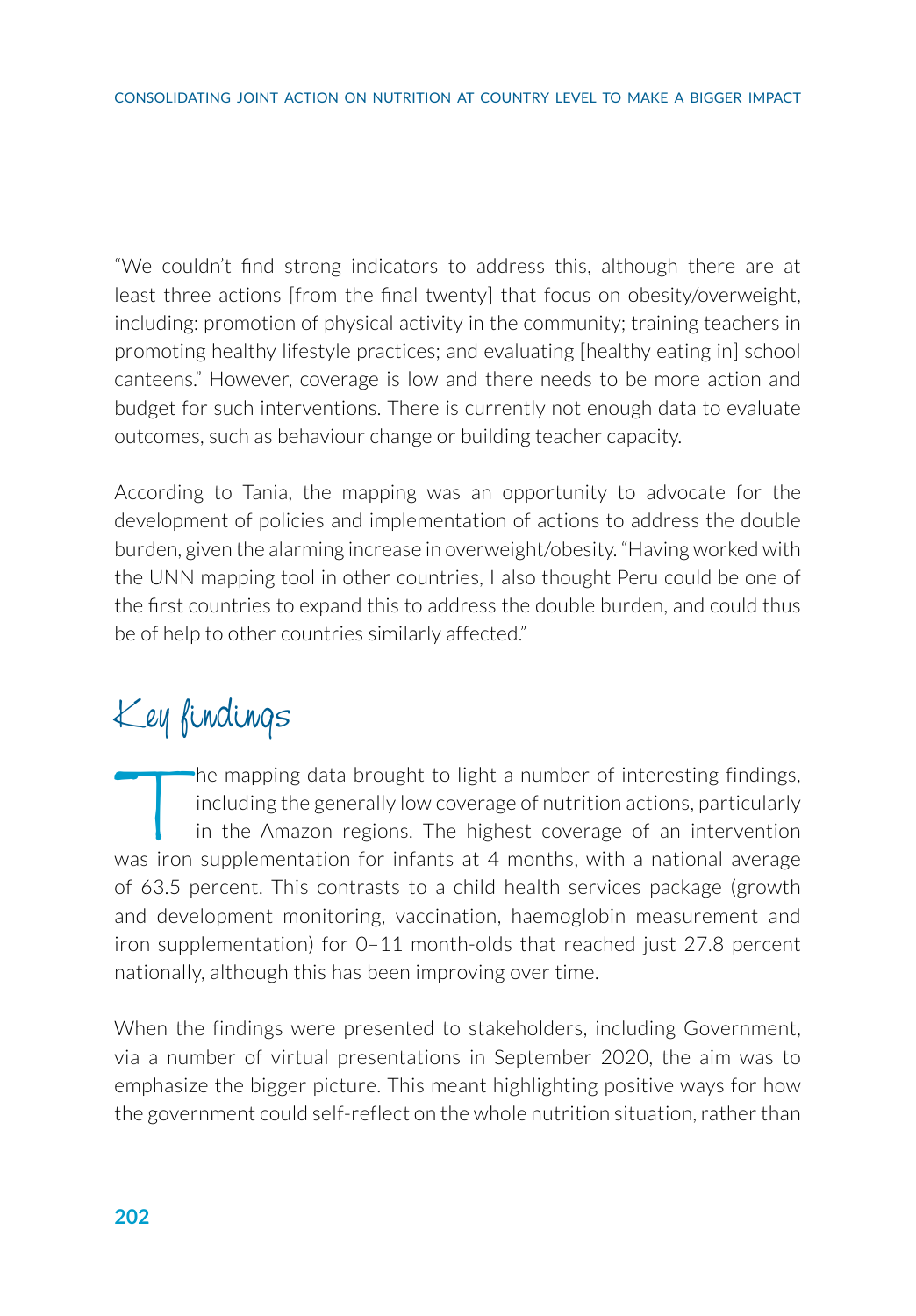"We couldn't find strong indicators to address this, although there are at least three actions [from the final twenty] that focus on obesity/overweight, including: promotion of physical activity in the community; training teachers in promoting healthy lifestyle practices; and evaluating [healthy eating in] school canteens." However, coverage is low and there needs to be more action and budget for such interventions. There is currently not enough data to evaluate outcomes, such as behaviour change or building teacher capacity.

According to Tania, the mapping was an opportunity to advocate for the development of policies and implementation of actions to address the double burden, given the alarming increase in overweight/obesity. "Having worked with the UNN mapping tool in other countries, I also thought Peru could be one of the first countries to expand this to address the double burden, and could thus be of help to other countries similarly affected."

## Key findings

The mapping data brought to light a number of interesting findings, including the generally low coverage of nutrition actions, particularly in the Amazon regions. The highest coverage of an intervention was iron supplementation for infants at 4 months, with a national average of 63.5 percent. This contrasts to a child health services package (growth and development monitoring, vaccination, haemoglobin measurement and iron supplementation) for 0–11 month-olds that reached just 27.8 percent nationally, although this has been improving over time.

When the findings were presented to stakeholders, including Government, via a number of virtual presentations in September 2020, the aim was to emphasize the bigger picture. This meant highlighting positive ways for how the government could self-reflect on the whole nutrition situation, rather than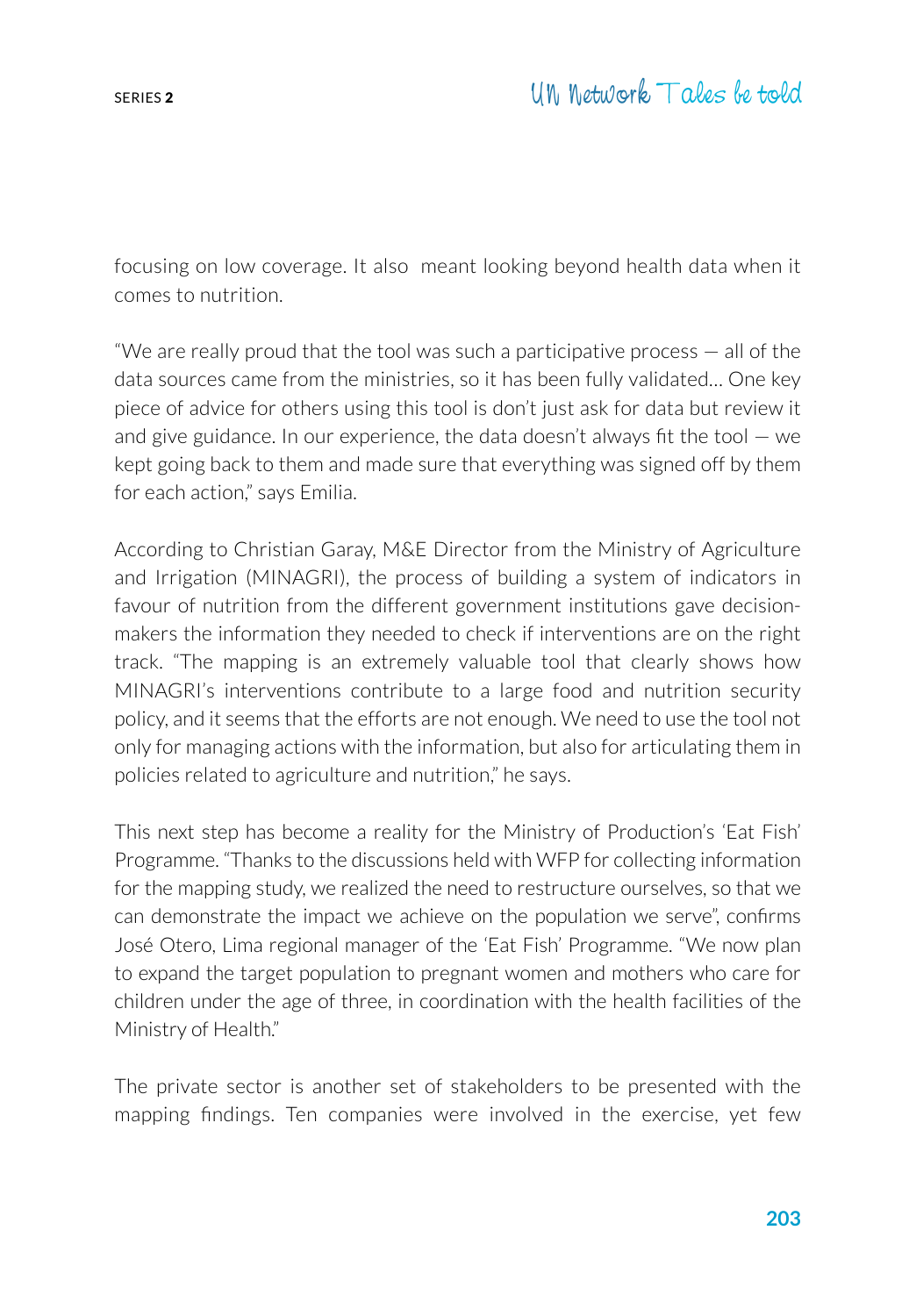focusing on low coverage. It also  meant looking beyond health data when it comes to nutrition.

"We are really proud that the tool was such a participative process — all of the data sources came from the ministries, so it has been fully validated... One key piece of advice for others using this tool is don't just ask for data but review it and give guidance. In our experience, the data doesn't always fit the tool — we kept going back to them and made sure that everything was signed off by them for each action," says Emilia.

According to Christian Garay, M&E Director from the Ministry of Agriculture and Irrigation (MINAGRI), the process of building a system of indicators in favour of nutrition from the different government institutions gave decision-makers the information they needed to check if interventions are on the right track. "The mapping is an extremely valuable tool that clearly shows how MINAGRI's interventions contribute to a large food and nutrition security policy, and it seems that the efforts are not enough. We need to use the tool not only for managing actions with the information, but also for articulating them in policies related to agriculture and nutrition," he says.

This next step has become a reality for the Ministry of Production's 'Eat Fish' Programme. "Thanks to the discussions held with WFP for collecting information for the mapping study, we realized the need to restructure ourselves, so that we can demonstrate the impact we achieve on the population we serve", confirms José Otero, Lima regional manager of the 'Eat Fish' Programme. "We now plan to expand the target population to pregnant women and mothers who care for children under the age of three, in coordination with the health facilities of the Ministry of Health."

The private sector is another set of stakeholders to be presented with the mapping findings. Ten companies were involved in the exercise, yet few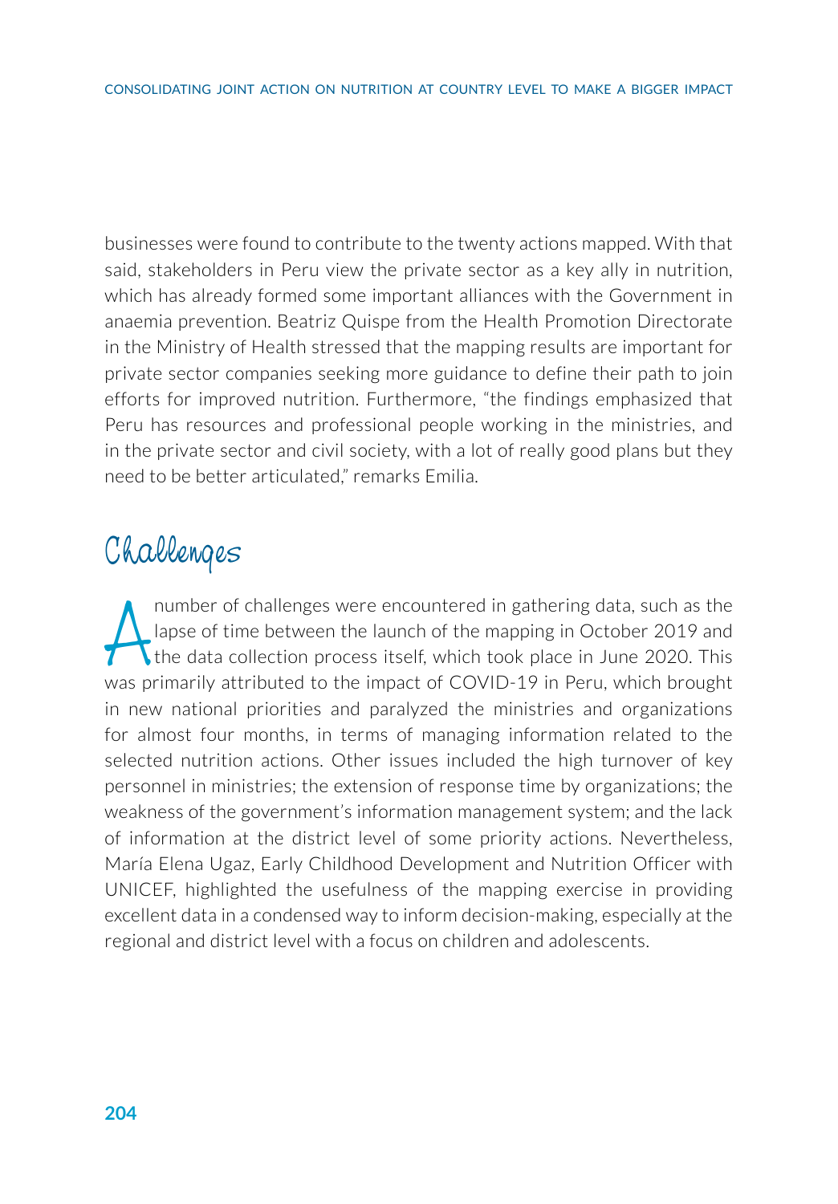businesses were found to contribute to the twenty actions mapped. With that said, stakeholders in Peru view the private sector as a key ally in nutrition, which has already formed some important alliances with the Government in anaemia prevention. Beatriz Quispe from the Health Promotion Directorate in the Ministry of Health stressed that the mapping results are important for private sector companies seeking more guidance to define their path to join efforts for improved nutrition. Furthermore, "the findings emphasized that Peru has resources and professional people working in the ministries, and in the private sector and civil society, with a lot of really good plans but they need to be better articulated," remarks Emilia.

## Challenges

A number of challenges were encountered in gathering data, such as the lapse of time between the launch of the mapping in October 2019 and the data collection process itself, which took place in June 2020. This was primarily attributed to the impact of COVID-19 in Peru, which brought in new national priorities and paralyzed the ministries and organizations for almost four months, in terms of managing information related to the selected nutrition actions. Other issues included the high turnover of key personnel in ministries; the extension of response time by organizations; the weakness of the government's information management system; and the lack of information at the district level of some priority actions. Nevertheless, María Elena Ugaz, Early Childhood Development and Nutrition Officer with UNICEF, highlighted the usefulness of the mapping exercise in providing excellent data in a condensed way to inform decision-making, especially at the regional and district level with a focus on children and adolescents.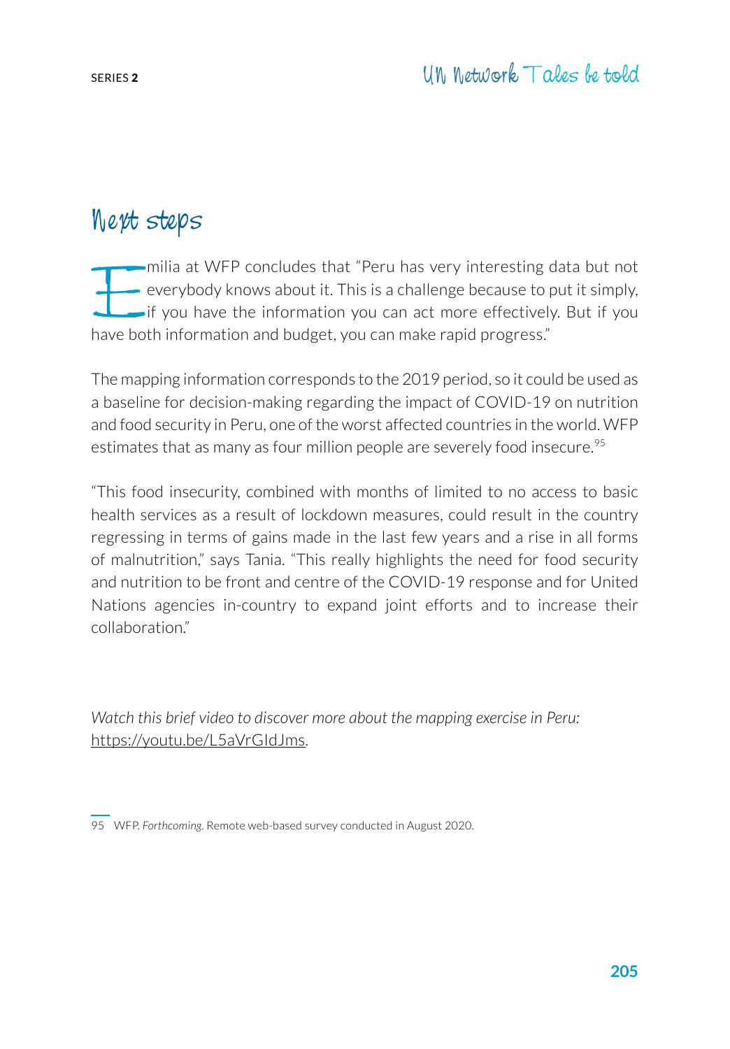## Next steps

Emilia at WFP concludes that "Peru has very interesting data but not everybody knows about it. This is a challenge because to put it simply, if you have the information you can act more effectively. But if you have both information and budget, you can make rapid progress."

The mapping information corresponds to the 2019 period, so it could be used as a baseline for decision-making regarding the impact of COVID-19 on nutrition and food security in Peru, one of the worst affected countries in the world. WFP estimates that as many as four million people are severely food insecure.[95]

"This food insecurity, combined with months of limited to no access to basic health services as a result of lockdown measures, could result in the country regressing in terms of gains made in the last few years and a rise in all forms of malnutrition," says Tania. "This really highlights the need for food security and nutrition to be front and centre of the COVID-19 response and for United Nations agencies in-country to expand joint efforts and to increase their collaboration."

*Watch this brief video to discover more about the mapping exercise in Peru:* https://youtu.be/L5aVrGIdJms.

---

95 WFP. *Forthcoming*. Remote web-based survey conducted in August 2020.